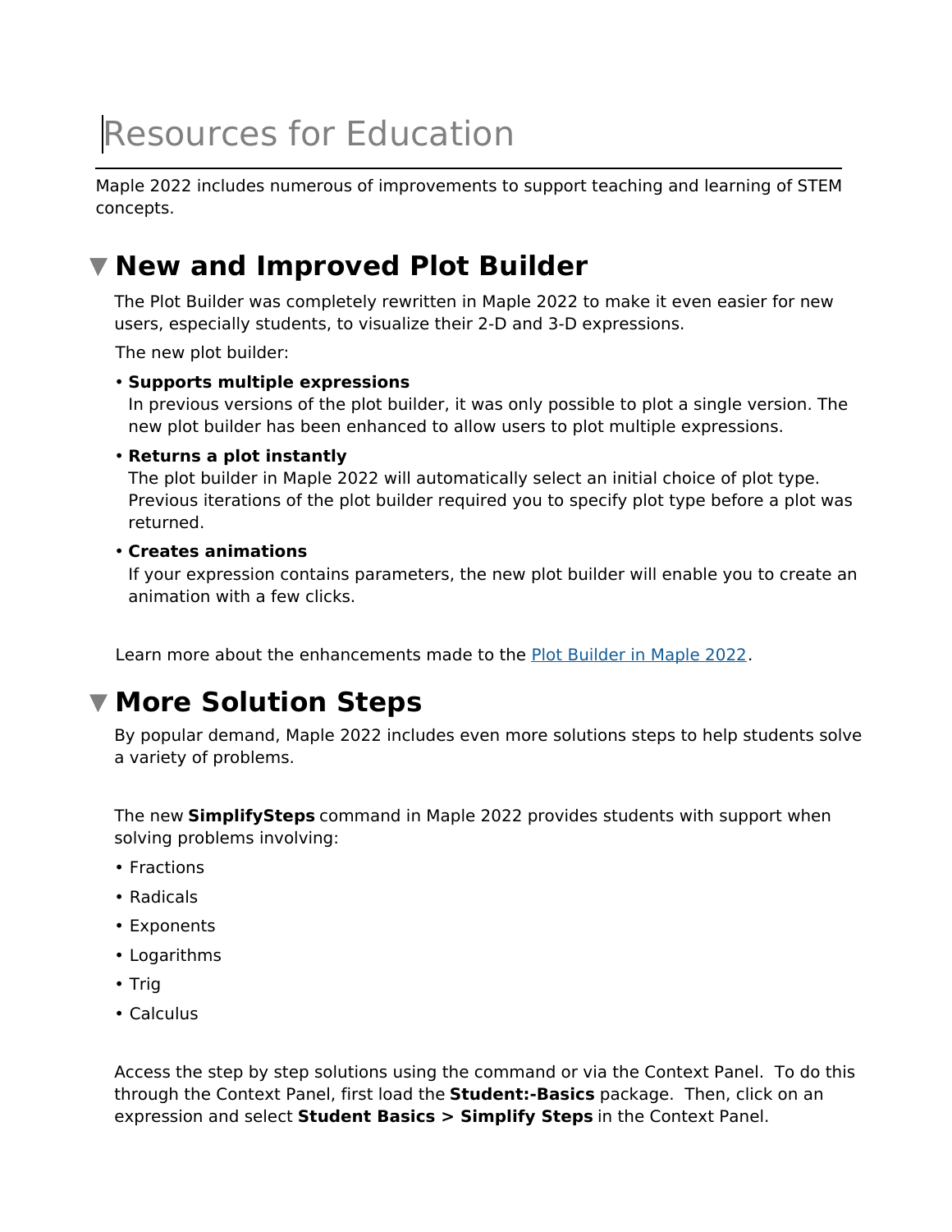# Resources for Education

Maple 2022 includes numerous of improvements to support teaching and learning of STEM concepts.

## New and Improved Plot Builder

The Plot Builder was completely rewritten in Maple 2022 to make it even easier for new users, especially students, to visualize their 2-D and 3-D expressions.

The new plot builder:

- **Supports multiple expressions**
  In previous versions of the plot builder, it was only possible to plot a single version. The new plot builder has been enhanced to allow users to plot multiple expressions.
- **Returns a plot instantly**
  The plot builder in Maple 2022 will automatically select an initial choice of plot type. Previous iterations of the plot builder required you to specify plot type before a plot was returned.
- **Creates animations**
  If your expression contains parameters, the new plot builder will enable you to create an animation with a few clicks.

Learn more about the enhancements made to the Plot Builder in Maple 2022.

## More Solution Steps

By popular demand, Maple 2022 includes even more solutions steps to help students solve a variety of problems.

The new **SimplifySteps** command in Maple 2022 provides students with support when solving problems involving:

- Fractions
- Radicals
- Exponents
- Logarithms
- Trig
- Calculus

Access the step by step solutions using the command or via the Context Panel. To do this through the Context Panel, first load the **Student:-Basics** package. Then, click on an expression and select **Student Basics > Simplify Steps** in the Context Panel.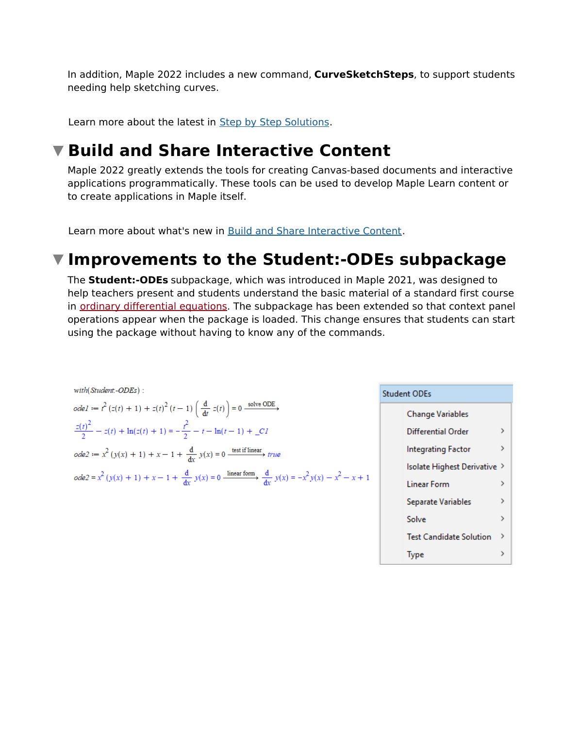In addition, Maple 2022 includes a new command, **CurveSketchSteps**, to support students needing help sketching curves.

Learn more about the latest in Step by Step Solutions.

## Build and Share Interactive Content

Maple 2022 greatly extends the tools for creating Canvas-based documents and interactive applications programmatically. These tools can be used to develop Maple Learn content or to create applications in Maple itself.

Learn more about what's new in Build and Share Interactive Content.

## Improvements to the Student:-ODEs subpackage

The **Student:-ODEs** subpackage, which was introduced in Maple 2021, was designed to help teachers present and students understand the basic material of a standard first course in ordinary differential equations. The subpackage has been extended so that context panel operations appear when the package is loaded. This change ensures that students can start using the package without having to know any of the commands.

with(Student:-ODEs) :

$ode1 := t^2 (z(t) + 1) + z(t)^2 (t - 1) \left(\frac{d}{dt} z(t)\right) = 0 \xrightarrow{\text{solve ODE}}$

$\frac{z(t)^2}{2} - z(t) + \ln(z(t) + 1) = -\frac{t^2}{2} - t - \ln(t - 1) + \_C1$

$ode2 := x^2 (y(x) + 1) + x - 1 + \frac{d}{dx} y(x) = 0 \xrightarrow{\text{test if linear}} true$

$ode2 = x^2 (y(x) + 1) + x - 1 + \frac{d}{dx} y(x) = 0 \xrightarrow{\text{linear form}} \frac{d}{dx} y(x) = -x^2 y(x) - x^2 - x + 1$

Student ODEs
- Change Variables
- Differential Order
- Integrating Factor
- Isolate Highest Derivative
- Linear Form
- Separate Variables
- Solve
- Test Candidate Solution
- Type